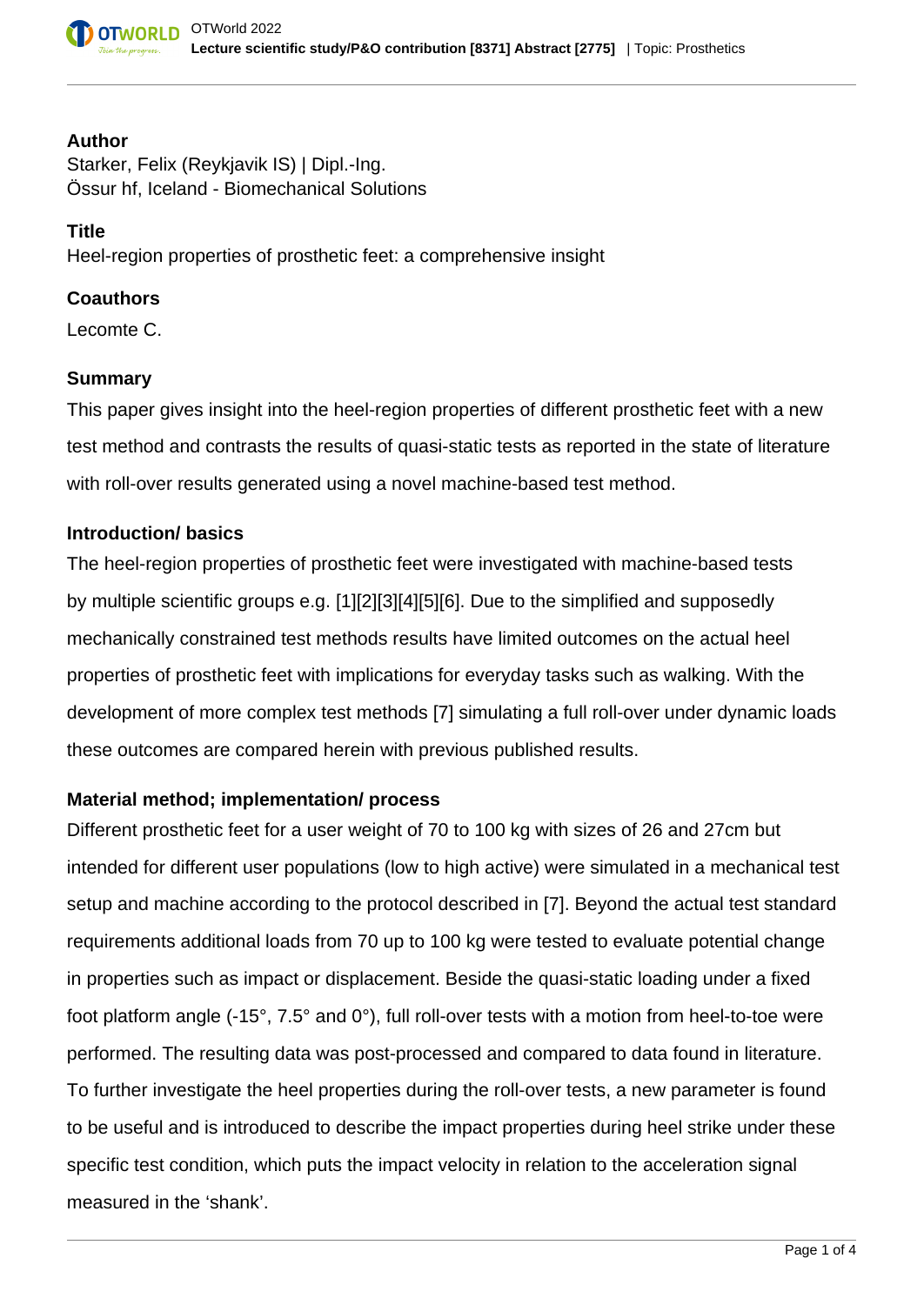## Author

Starker, Felix (Reykjavik IS) | Dipl.-Ing.
Össur hf, Iceland - Biomechanical Solutions

## Title

Heel-region properties of prosthetic feet: a comprehensive insight

## Coauthors

Lecomte C.

## Summary

This paper gives insight into the heel-region properties of different prosthetic feet with a new test method and contrasts the results of quasi-static tests as reported in the state of literature with roll-over results generated using a novel machine-based test method.

## Introduction/ basics

The heel-region properties of prosthetic feet were investigated with machine-based tests by multiple scientific groups e.g. [1][2][3][4][5][6]. Due to the simplified and supposedly mechanically constrained test methods results have limited outcomes on the actual heel properties of prosthetic feet with implications for everyday tasks such as walking. With the development of more complex test methods [7] simulating a full roll-over under dynamic loads these outcomes are compared herein with previous published results.

## Material method; implementation/ process

Different prosthetic feet for a user weight of 70 to 100 kg with sizes of 26 and 27cm but intended for different user populations (low to high active) were simulated in a mechanical test setup and machine according to the protocol described in [7]. Beyond the actual test standard requirements additional loads from 70 up to 100 kg were tested to evaluate potential change in properties such as impact or displacement. Beside the quasi-static loading under a fixed foot platform angle (-15°, 7.5° and 0°), full roll-over tests with a motion from heel-to-toe were performed. The resulting data was post-processed and compared to data found in literature. To further investigate the heel properties during the roll-over tests, a new parameter is found to be useful and is introduced to describe the impact properties during heel strike under these specific test condition, which puts the impact velocity in relation to the acceleration signal measured in the 'shank'.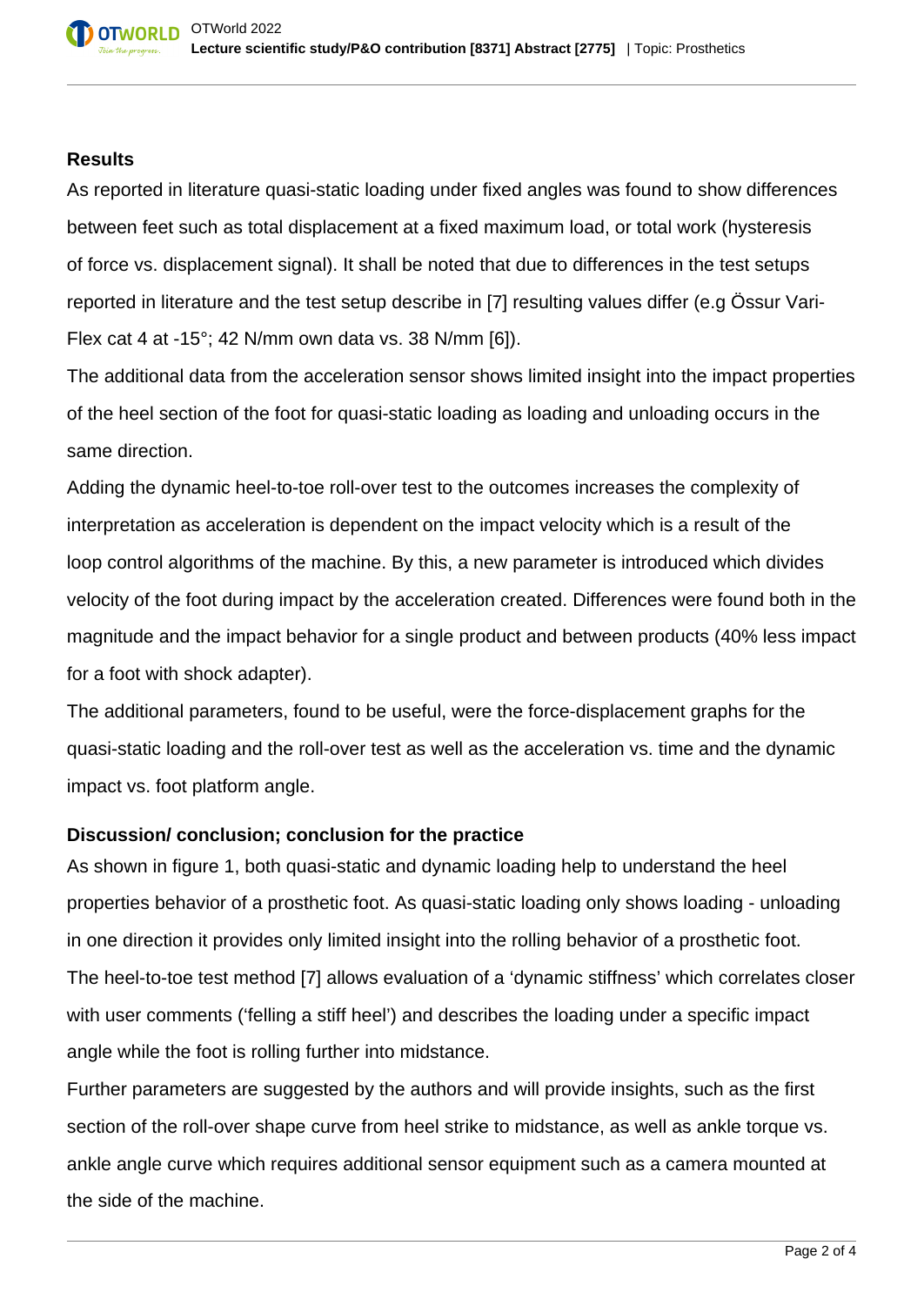### Results

As reported in literature quasi-static loading under fixed angles was found to show differences between feet such as total displacement at a fixed maximum load, or total work (hysteresis of force vs. displacement signal). It shall be noted that due to differences in the test setups reported in literature and the test setup describe in [7] resulting values differ (e.g Össur Vari-Flex cat 4 at -15°; 42 N/mm own data vs. 38 N/mm [6]).

The additional data from the acceleration sensor shows limited insight into the impact properties of the heel section of the foot for quasi-static loading as loading and unloading occurs in the same direction.

Adding the dynamic heel-to-toe roll-over test to the outcomes increases the complexity of interpretation as acceleration is dependent on the impact velocity which is a result of the loop control algorithms of the machine. By this, a new parameter is introduced which divides velocity of the foot during impact by the acceleration created. Differences were found both in the magnitude and the impact behavior for a single product and between products (40% less impact for a foot with shock adapter).

The additional parameters, found to be useful, were the force-displacement graphs for the quasi-static loading and the roll-over test as well as the acceleration vs. time and the dynamic impact vs. foot platform angle.

### Discussion/ conclusion; conclusion for the practice

As shown in figure 1, both quasi-static and dynamic loading help to understand the heel properties behavior of a prosthetic foot. As quasi-static loading only shows loading - unloading in one direction it provides only limited insight into the rolling behavior of a prosthetic foot.

The heel-to-toe test method [7] allows evaluation of a 'dynamic stiffness' which correlates closer with user comments ('felling a stiff heel') and describes the loading under a specific impact angle while the foot is rolling further into midstance.

Further parameters are suggested by the authors and will provide insights, such as the first section of the roll-over shape curve from heel strike to midstance, as well as ankle torque vs. ankle angle curve which requires additional sensor equipment such as a camera mounted at the side of the machine.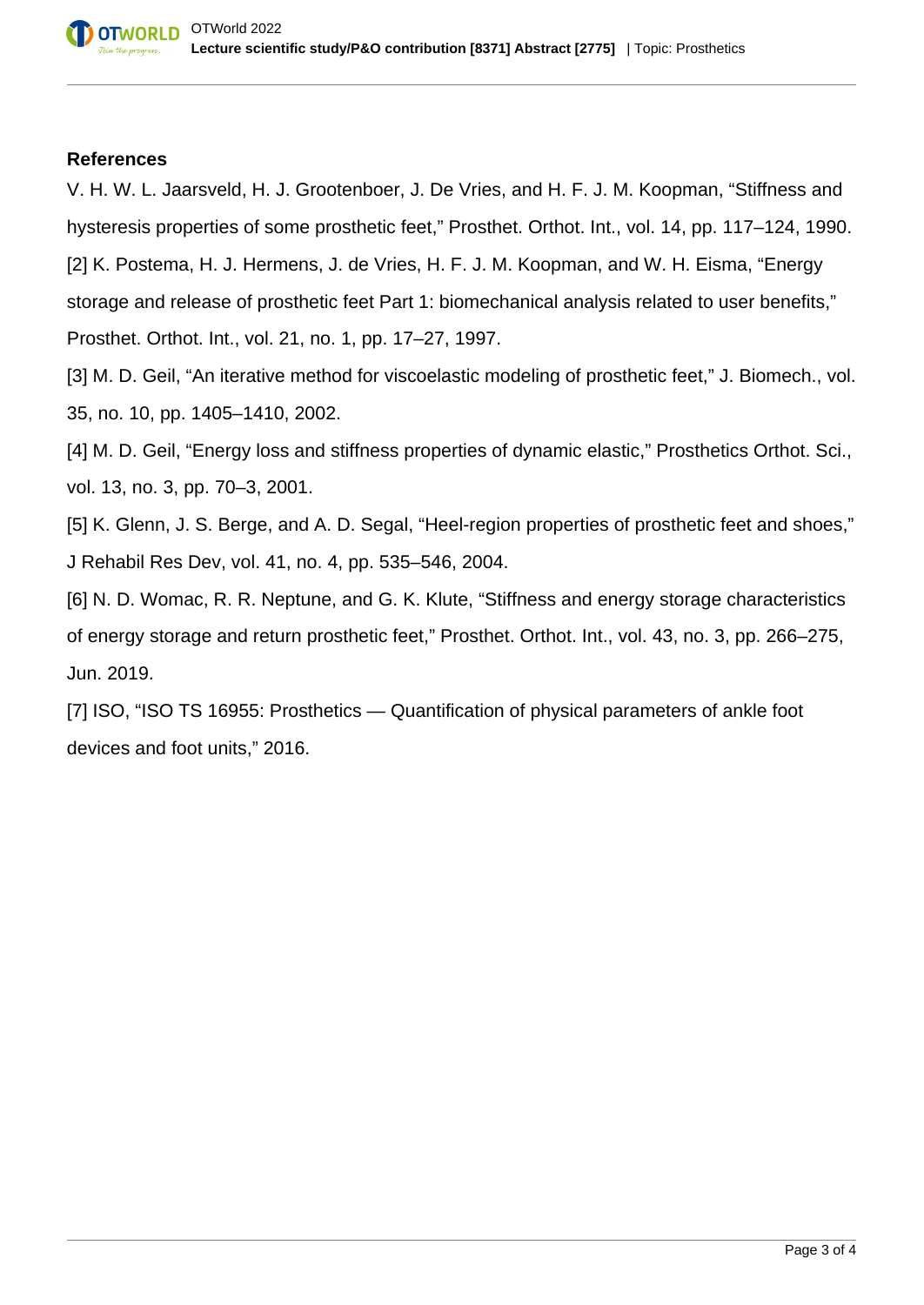## References

V. H. W. L. Jaarsveld, H. J. Grootenboer, J. De Vries, and H. F. J. M. Koopman, "Stiffness and hysteresis properties of some prosthetic feet," Prosthet. Orthot. Int., vol. 14, pp. 117–124, 1990.

[2] K. Postema, H. J. Hermens, J. de Vries, H. F. J. M. Koopman, and W. H. Eisma, "Energy storage and release of prosthetic feet Part 1: biomechanical analysis related to user benefits," Prosthet. Orthot. Int., vol. 21, no. 1, pp. 17–27, 1997.

[3] M. D. Geil, "An iterative method for viscoelastic modeling of prosthetic feet," J. Biomech., vol. 35, no. 10, pp. 1405–1410, 2002.

[4] M. D. Geil, "Energy loss and stiffness properties of dynamic elastic," Prosthetics Orthot. Sci., vol. 13, no. 3, pp. 70–3, 2001.

[5] K. Glenn, J. S. Berge, and A. D. Segal, "Heel-region properties of prosthetic feet and shoes," J Rehabil Res Dev, vol. 41, no. 4, pp. 535–546, 2004.

[6] N. D. Womac, R. R. Neptune, and G. K. Klute, "Stiffness and energy storage characteristics of energy storage and return prosthetic feet," Prosthet. Orthot. Int., vol. 43, no. 3, pp. 266–275, Jun. 2019.

[7] ISO, "ISO TS 16955: Prosthetics — Quantification of physical parameters of ankle foot devices and foot units," 2016.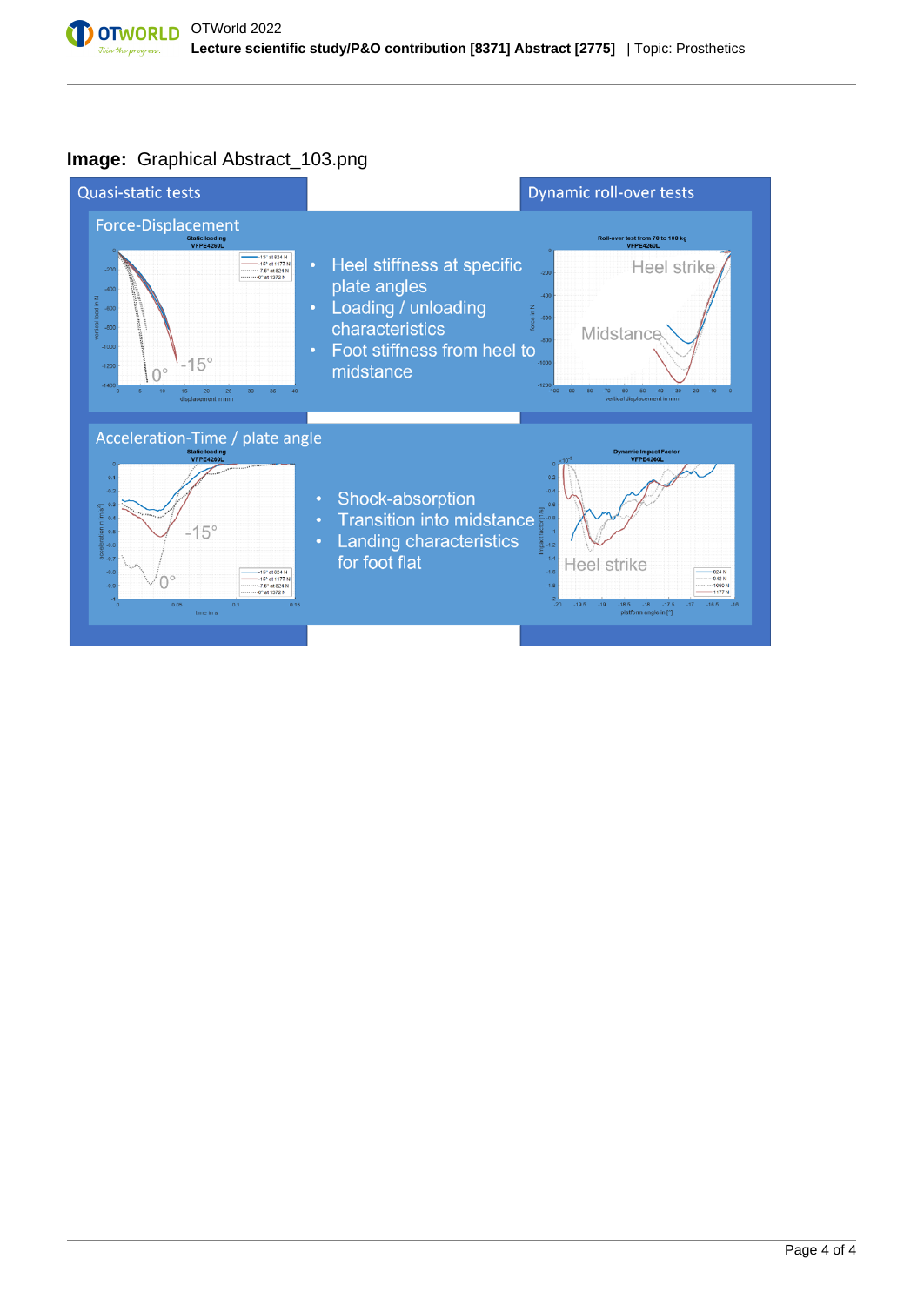**Image:** Graphical Abstract_103.png

Quasi-static tests

Dynamic roll-over tests

Force-Displacement

Static loading
VFPE4260L

-15° at 824 N
-15° at 1177 N
-7.5° at 824 N
0° at 1372 N

0°
-15°

vertical load in N
displacement in mm

- Heel stiffness at specific plate angles
- Loading / unloading characteristics
- Foot stiffness from heel to midstance

Roll-over test from 70 to 100 kg
VFPE4260L

Heel strike
Midstance

force in N
vertical displacement in mm

Acceleration-Time / plate angle

Static loading
VFPE4260L

-15°
0°

-15° at 824 N
-15° at 1177 N
-7.5° at 824 N
0° at 1372 N

acceleration in [m/s²]
time in s

- Shock-absorption
- Transition into midstance
- Landing characteristics for foot flat

Dynamic Impact Factor
VFPE4260L

Heel strike

824 N
942 N
1060 N
1177 N

Impact factor [1/s]
platform angle in [°]